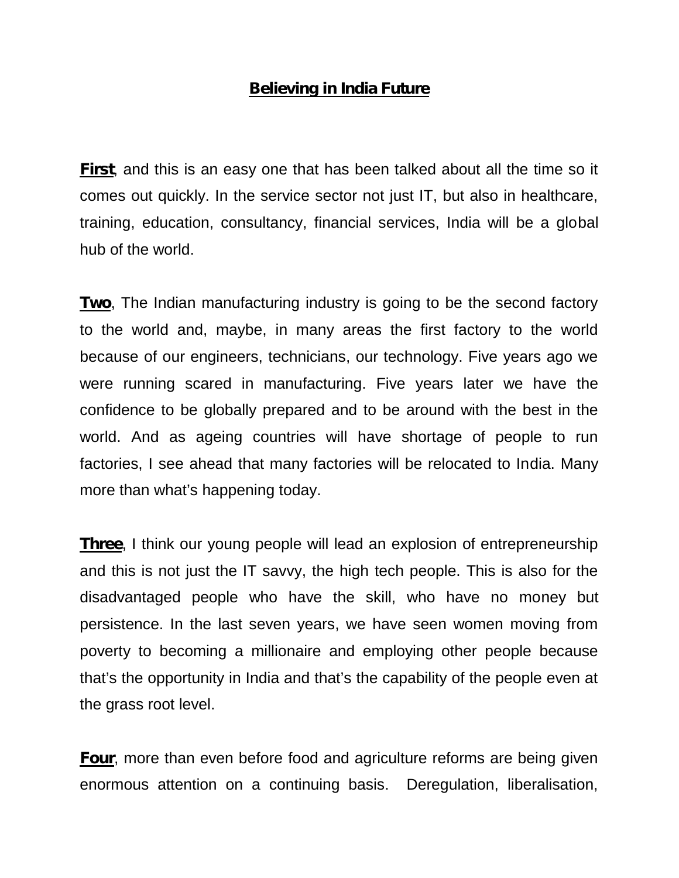# Believing in India Future

**First**, and this is an easy one that has been talked about all the time so it comes out quickly. In the service sector not just IT, but also in healthcare, training, education, consultancy, financial services, India will be a global hub of the world.

**Two**, The Indian manufacturing industry is going to be the second factory to the world and, maybe, in many areas the first factory to the world because of our engineers, technicians, our technology. Five years ago we were running scared in manufacturing. Five years later we have the confidence to be globally prepared and to be around with the best in the world. And as ageing countries will have shortage of people to run factories, I see ahead that many factories will be relocated to India. Many more than what's happening today.

**Three**, I think our young people will lead an explosion of entrepreneurship and this is not just the IT savvy, the high tech people. This is also for the disadvantaged people who have the skill, who have no money but persistence. In the last seven years, we have seen women moving from poverty to becoming a millionaire and employing other people because that's the opportunity in India and that's the capability of the people even at the grass root level.

**Four**, more than even before food and agriculture reforms are being given enormous attention on a continuing basis. Deregulation, liberalisation,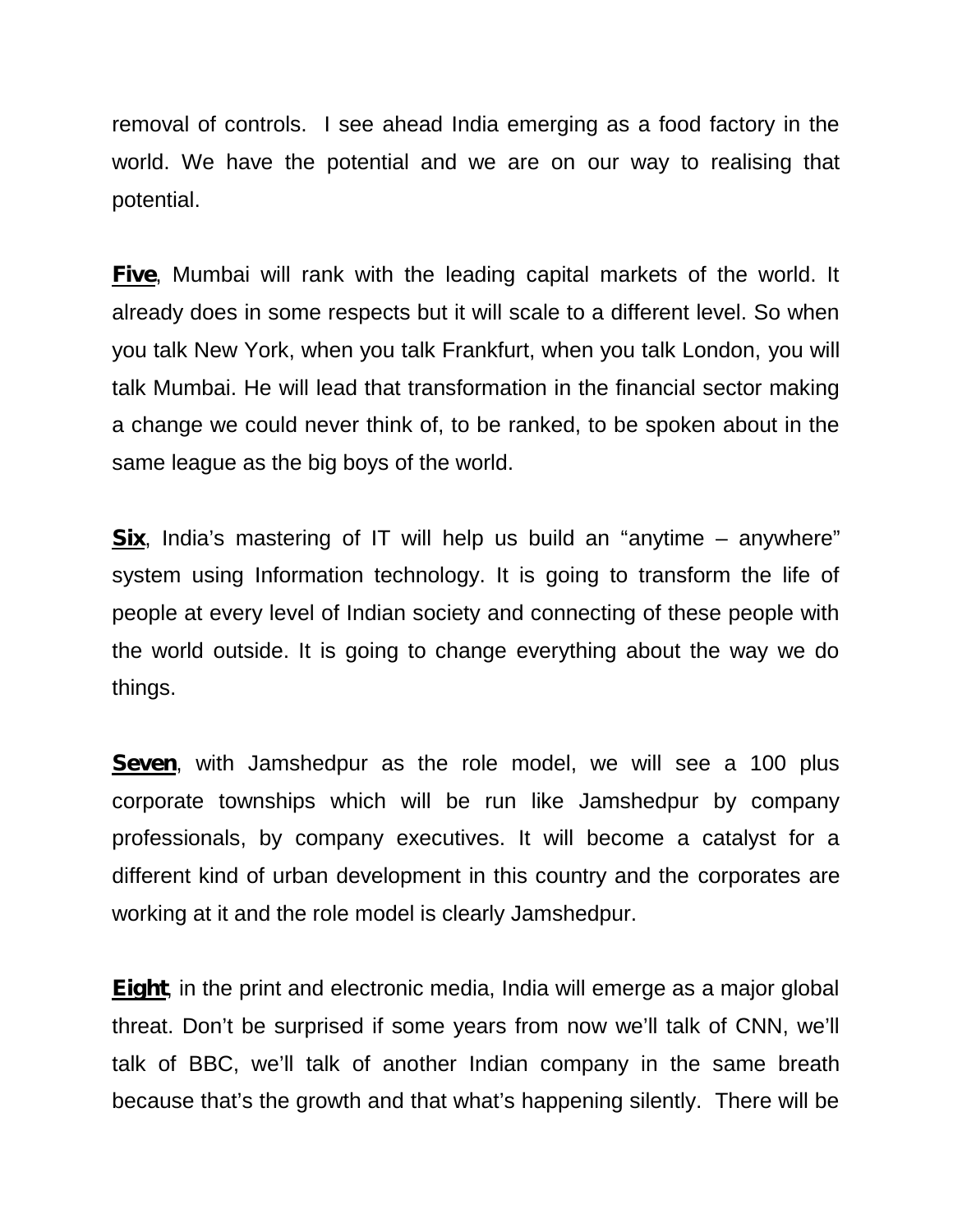removal of controls.  I see ahead India emerging as a food factory in the world. We have the potential and we are on our way to realising that potential.

**Five**, Mumbai will rank with the leading capital markets of the world. It already does in some respects but it will scale to a different level. So when you talk New York, when you talk Frankfurt, when you talk London, you will talk Mumbai. He will lead that transformation in the financial sector making a change we could never think of, to be ranked, to be spoken about in the same league as the big boys of the world.

**Six**, India's mastering of IT will help us build an "anytime – anywhere" system using Information technology. It is going to transform the life of people at every level of Indian society and connecting of these people with the world outside. It is going to change everything about the way we do things.

**Seven**, with Jamshedpur as the role model, we will see a 100 plus corporate townships which will be run like Jamshedpur by company professionals, by company executives. It will become a catalyst for a different kind of urban development in this country and the corporates are working at it and the role model is clearly Jamshedpur.

**Eight**, in the print and electronic media, India will emerge as a major global threat. Don't be surprised if some years from now we'll talk of CNN, we'll talk of BBC, we'll talk of another Indian company in the same breath because that's the growth and that what's happening silently.  There will be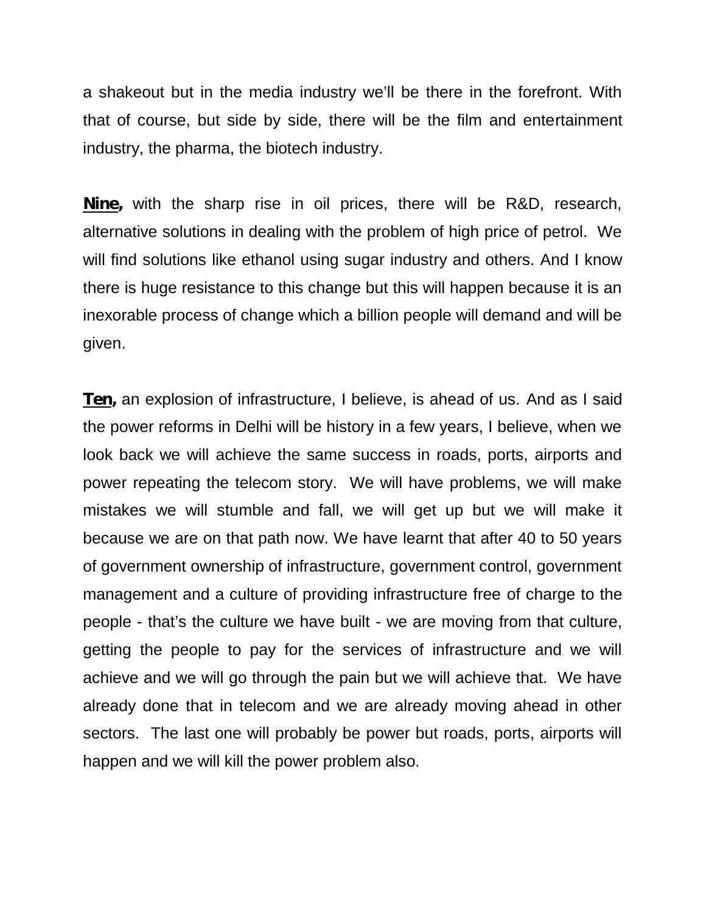a shakeout but in the media industry we'll be there in the forefront. With that of course, but side by side, there will be the film and entertainment industry, the pharma, the biotech industry.

**Nine,** with the sharp rise in oil prices, there will be R&D, research, alternative solutions in dealing with the problem of high price of petrol. We will find solutions like ethanol using sugar industry and others. And I know there is huge resistance to this change but this will happen because it is an inexorable process of change which a billion people will demand and will be given.

**Ten,** an explosion of infrastructure, I believe, is ahead of us. And as I said the power reforms in Delhi will be history in a few years, I believe, when we look back we will achieve the same success in roads, ports, airports and power repeating the telecom story. We will have problems, we will make mistakes we will stumble and fall, we will get up but we will make it because we are on that path now. We have learnt that after 40 to 50 years of government ownership of infrastructure, government control, government management and a culture of providing infrastructure free of charge to the people - that's the culture we have built - we are moving from that culture, getting the people to pay for the services of infrastructure and we will achieve and we will go through the pain but we will achieve that. We have already done that in telecom and we are already moving ahead in other sectors. The last one will probably be power but roads, ports, airports will happen and we will kill the power problem also.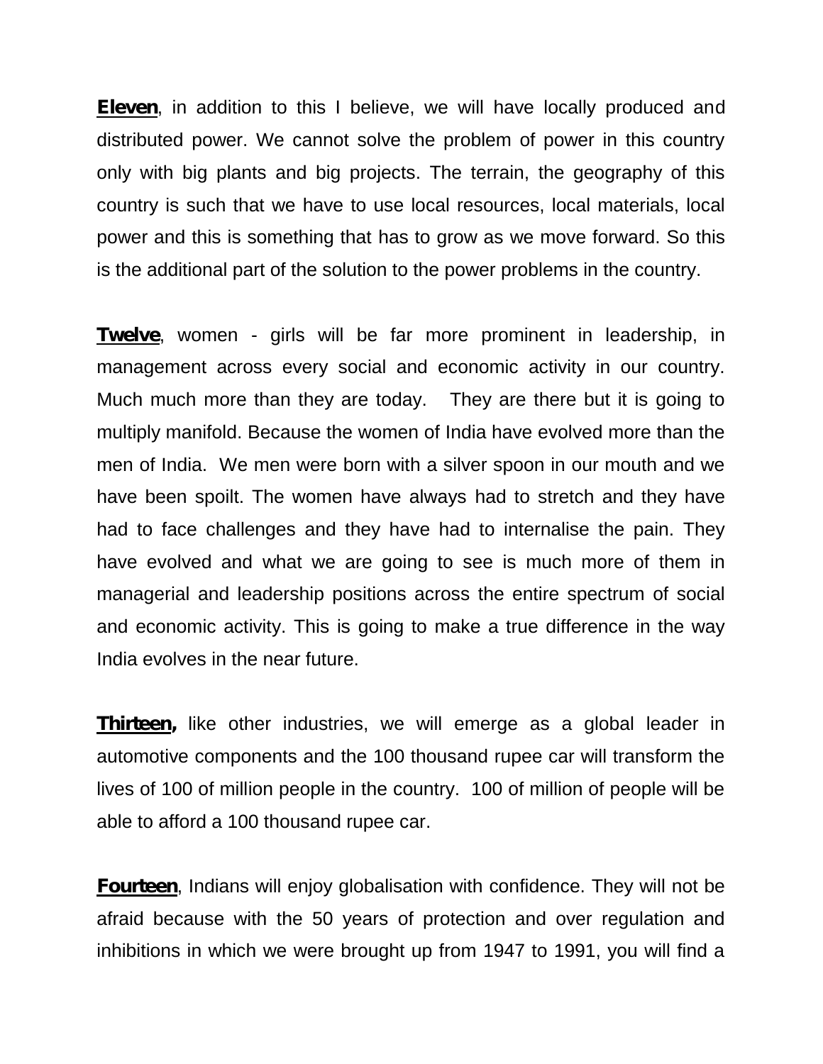**Eleven**, in addition to this I believe, we will have locally produced and distributed power. We cannot solve the problem of power in this country only with big plants and big projects. The terrain, the geography of this country is such that we have to use local resources, local materials, local power and this is something that has to grow as we move forward. So this is the additional part of the solution to the power problems in the country.

**Twelve**, women - girls will be far more prominent in leadership, in management across every social and economic activity in our country. Much much more than they are today. They are there but it is going to multiply manifold. Because the women of India have evolved more than the men of India. We men were born with a silver spoon in our mouth and we have been spoilt. The women have always had to stretch and they have had to face challenges and they have had to internalise the pain. They have evolved and what we are going to see is much more of them in managerial and leadership positions across the entire spectrum of social and economic activity. This is going to make a true difference in the way India evolves in the near future.

**Thirteen,** like other industries, we will emerge as a global leader in automotive components and the 100 thousand rupee car will transform the lives of 100 of million people in the country. 100 of million of people will be able to afford a 100 thousand rupee car.

**Fourteen**, Indians will enjoy globalisation with confidence. They will not be afraid because with the 50 years of protection and over regulation and inhibitions in which we were brought up from 1947 to 1991, you will find a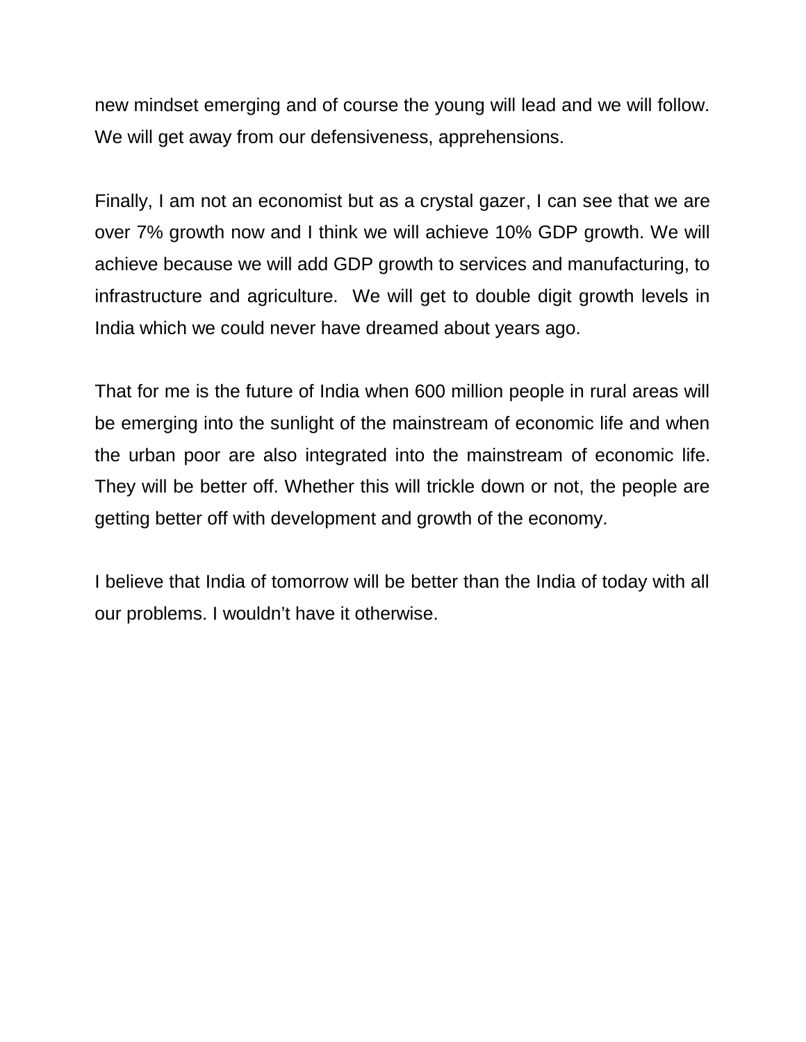new mindset emerging and of course the young will lead and we will follow. We will get away from our defensiveness, apprehensions.

Finally, I am not an economist but as a crystal gazer, I can see that we are over 7% growth now and I think we will achieve 10% GDP growth. We will achieve because we will add GDP growth to services and manufacturing, to infrastructure and agriculture. We will get to double digit growth levels in India which we could never have dreamed about years ago.

That for me is the future of India when 600 million people in rural areas will be emerging into the sunlight of the mainstream of economic life and when the urban poor are also integrated into the mainstream of economic life. They will be better off. Whether this will trickle down or not, the people are getting better off with development and growth of the economy.

I believe that India of tomorrow will be better than the India of today with all our problems. I wouldn't have it otherwise.